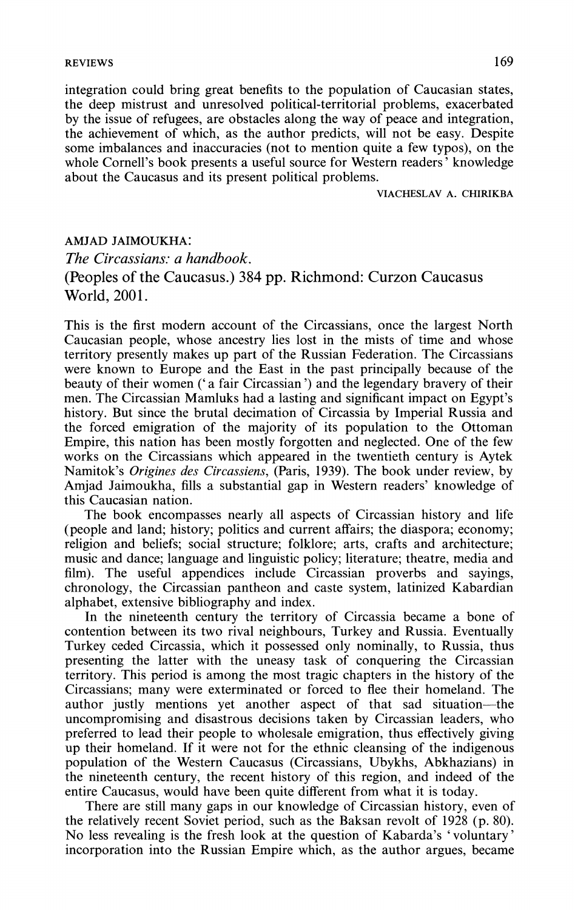integration could bring great benefits to the population of Caucasian states, the deep mistrust and unresolved political-territorial problems, exacerbated by the issue of refugees, are obstacles along the way of peace and integration, the achievement of which, as the author predicts, will not be easy. Despite some imbalances and inaccuracies (not to mention quite a few typos), on the whole Cornell's book presents a useful source for Western readers' knowledge about the Caucasus and its present political problems.

VIACHESLAV A. CHIRIKBA

AMJAD JAIMOUKHA:
*The Circassians: a handbook.*
(Peoples of the Caucasus.) 384 pp. Richmond: Curzon Caucasus World, 2001.

This is the first modern account of the Circassians, once the largest North Caucasian people, whose ancestry lies lost in the mists of time and whose territory presently makes up part of the Russian Federation. The Circassians were known to Europe and the East in the past principally because of the beauty of their women ('a fair Circassian') and the legendary bravery of their men. The Circassian Mamluks had a lasting and significant impact on Egypt's history. But since the brutal decimation of Circassia by Imperial Russia and the forced emigration of the majority of its population to the Ottoman Empire, this nation has been mostly forgotten and neglected. One of the few works on the Circassians which appeared in the twentieth century is Aytek Namitok's *Origines des Circassiens*, (Paris, 1939). The book under review, by Amjad Jaimoukha, fills a substantial gap in Western readers' knowledge of this Caucasian nation.

The book encompasses nearly all aspects of Circassian history and life (people and land; history; politics and current affairs; the diaspora; economy; religion and beliefs; social structure; folklore; arts, crafts and architecture; music and dance; language and linguistic policy; literature; theatre, media and film). The useful appendices include Circassian proverbs and sayings, chronology, the Circassian pantheon and caste system, latinized Kabardian alphabet, extensive bibliography and index.

In the nineteenth century the territory of Circassia became a bone of contention between its two rival neighbours, Turkey and Russia. Eventually Turkey ceded Circassia, which it possessed only nominally, to Russia, thus presenting the latter with the uneasy task of conquering the Circassian territory. This period is among the most tragic chapters in the history of the Circassians; many were exterminated or forced to flee their homeland. The author justly mentions yet another aspect of that sad situation—the uncompromising and disastrous decisions taken by Circassian leaders, who preferred to lead their people to wholesale emigration, thus effectively giving up their homeland. If it were not for the ethnic cleansing of the indigenous population of the Western Caucasus (Circassians, Ubykhs, Abkhazians) in the nineteenth century, the recent history of this region, and indeed of the entire Caucasus, would have been quite different from what it is today.

There are still many gaps in our knowledge of Circassian history, even of the relatively recent Soviet period, such as the Baksan revolt of 1928 (p. 80). No less revealing is the fresh look at the question of Kabarda's 'voluntary' incorporation into the Russian Empire which, as the author argues, became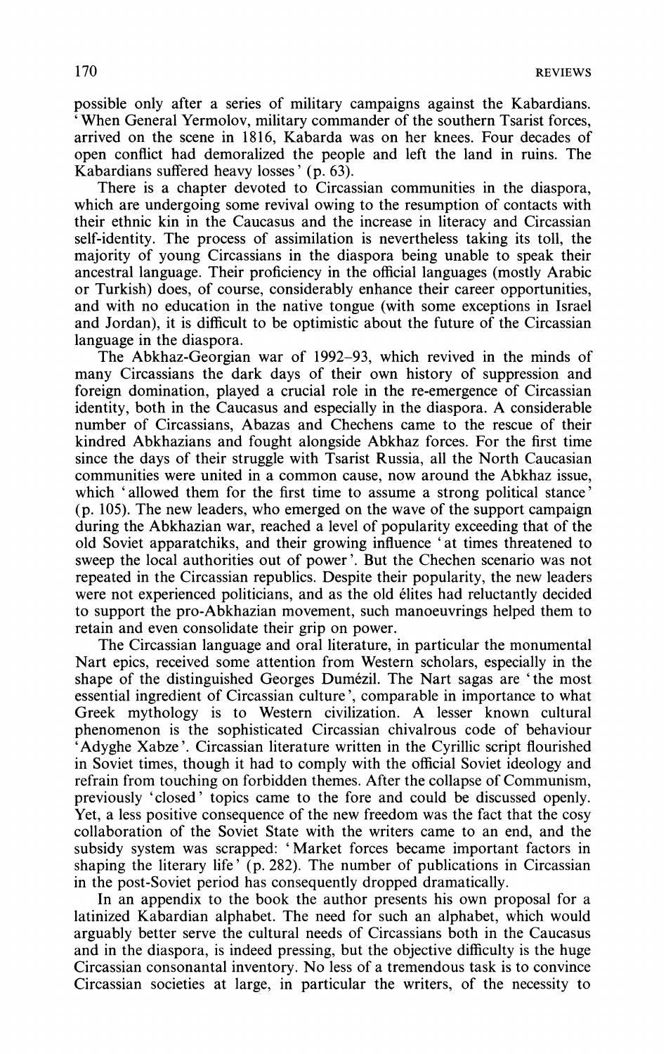possible only after a series of military campaigns against the Kabardians. 'When General Yermolov, military commander of the southern Tsarist forces, arrived on the scene in 1816, Kabarda was on her knees. Four decades of open conflict had demoralized the people and left the land in ruins. The Kabardians suffered heavy losses' (p. 63).

There is a chapter devoted to Circassian communities in the diaspora, which are undergoing some revival owing to the resumption of contacts with their ethnic kin in the Caucasus and the increase in literacy and Circassian self-identity. The process of assimilation is nevertheless taking its toll, the majority of young Circassians in the diaspora being unable to speak their ancestral language. Their proficiency in the official languages (mostly Arabic or Turkish) does, of course, considerably enhance their career opportunities, and with no education in the native tongue (with some exceptions in Israel and Jordan), it is difficult to be optimistic about the future of the Circassian language in the diaspora.

The Abkhaz-Georgian war of 1992–93, which revived in the minds of many Circassians the dark days of their own history of suppression and foreign domination, played a crucial role in the re-emergence of Circassian identity, both in the Caucasus and especially in the diaspora. A considerable number of Circassians, Abazas and Chechens came to the rescue of their kindred Abkhazians and fought alongside Abkhaz forces. For the first time since the days of their struggle with Tsarist Russia, all the North Caucasian communities were united in a common cause, now around the Abkhaz issue, which 'allowed them for the first time to assume a strong political stance' (p. 105). The new leaders, who emerged on the wave of the support campaign during the Abkhazian war, reached a level of popularity exceeding that of the old Soviet apparatchiks, and their growing influence 'at times threatened to sweep the local authorities out of power'. But the Chechen scenario was not repeated in the Circassian republics. Despite their popularity, the new leaders were not experienced politicians, and as the old élites had reluctantly decided to support the pro-Abkhazian movement, such manoeuvrings helped them to retain and even consolidate their grip on power.

The Circassian language and oral literature, in particular the monumental Nart epics, received some attention from Western scholars, especially in the shape of the distinguished Georges Dumézil. The Nart sagas are 'the most essential ingredient of Circassian culture', comparable in importance to what Greek mythology is to Western civilization. A lesser known cultural phenomenon is the sophisticated Circassian chivalrous code of behaviour 'Adyghe Xabze'. Circassian literature written in the Cyrillic script flourished in Soviet times, though it had to comply with the official Soviet ideology and refrain from touching on forbidden themes. After the collapse of Communism, previously 'closed' topics came to the fore and could be discussed openly. Yet, a less positive consequence of the new freedom was the fact that the cosy collaboration of the Soviet State with the writers came to an end, and the subsidy system was scrapped: 'Market forces became important factors in shaping the literary life' (p. 282). The number of publications in Circassian in the post-Soviet period has consequently dropped dramatically.

In an appendix to the book the author presents his own proposal for a latinized Kabardian alphabet. The need for such an alphabet, which would arguably better serve the cultural needs of Circassians both in the Caucasus and in the diaspora, is indeed pressing, but the objective difficulty is the huge Circassian consonantal inventory. No less of a tremendous task is to convince Circassian societies at large, in particular the writers, of the necessity to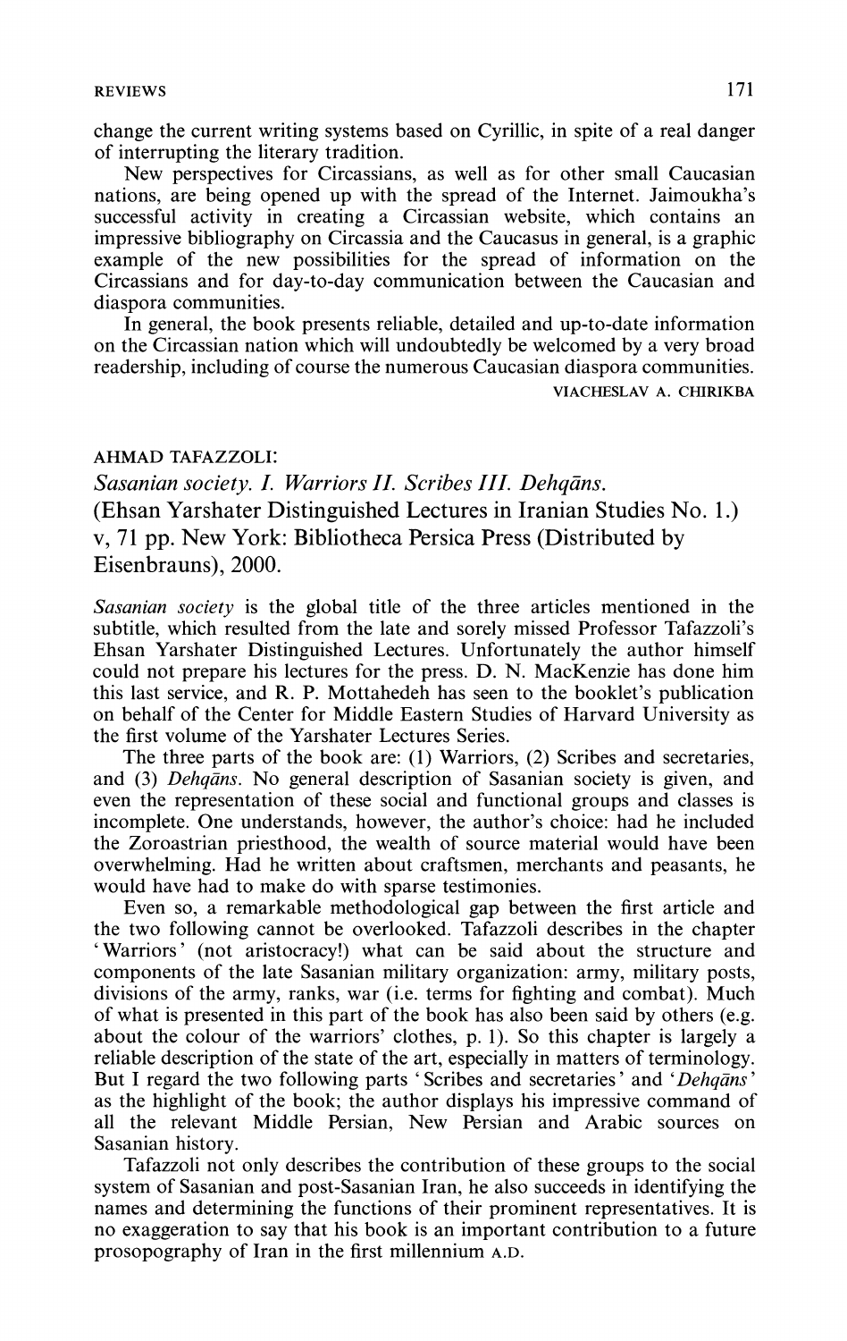change the current writing systems based on Cyrillic, in spite of a real danger of interrupting the literary tradition.

New perspectives for Circassians, as well as for other small Caucasian nations, are being opened up with the spread of the Internet. Jaimoukha's successful activity in creating a Circassian website, which contains an impressive bibliography on Circassia and the Caucasus in general, is a graphic example of the new possibilities for the spread of information on the Circassians and for day-to-day communication between the Caucasian and diaspora communities.

In general, the book presents reliable, detailed and up-to-date information on the Circassian nation which will undoubtedly be welcomed by a very broad readership, including of course the numerous Caucasian diaspora communities.

VIACHESLAV A. CHIRIKBA

## AHMAD TAFAZZOLI:

### *Sasanian society. I. Warriors II. Scribes III. Dehqāns.*
### (Ehsan Yarshater Distinguished Lectures in Iranian Studies No. 1.) v, 71 pp. New York: Bibliotheca Persica Press (Distributed by Eisenbrauns), 2000.

*Sasanian society* is the global title of the three articles mentioned in the subtitle, which resulted from the late and sorely missed Professor Tafazzoli's Ehsan Yarshater Distinguished Lectures. Unfortunately the author himself could not prepare his lectures for the press. D. N. MacKenzie has done him this last service, and R. P. Mottahedeh has seen to the booklet's publication on behalf of the Center for Middle Eastern Studies of Harvard University as the first volume of the Yarshater Lectures Series.

The three parts of the book are: (1) Warriors, (2) Scribes and secretaries, and (3) *Dehqāns*. No general description of Sasanian society is given, and even the representation of these social and functional groups and classes is incomplete. One understands, however, the author's choice: had he included the Zoroastrian priesthood, the wealth of source material would have been overwhelming. Had he written about craftsmen, merchants and peasants, he would have had to make do with sparse testimonies.

Even so, a remarkable methodological gap between the first article and the two following cannot be overlooked. Tafazzoli describes in the chapter 'Warriors' (not aristocracy!) what can be said about the structure and components of the late Sasanian military organization: army, military posts, divisions of the army, ranks, war (i.e. terms for fighting and combat). Much of what is presented in this part of the book has also been said by others (e.g. about the colour of the warriors' clothes, p. 1). So this chapter is largely a reliable description of the state of the art, especially in matters of terminology. But I regard the two following parts 'Scribes and secretaries' and '*Dehqāns*' as the highlight of the book; the author displays his impressive command of all the relevant Middle Persian, New Persian and Arabic sources on Sasanian history.

Tafazzoli not only describes the contribution of these groups to the social system of Sasanian and post-Sasanian Iran, he also succeeds in identifying the names and determining the functions of their prominent representatives. It is no exaggeration to say that his book is an important contribution to a future prosopography of Iran in the first millennium A.D.